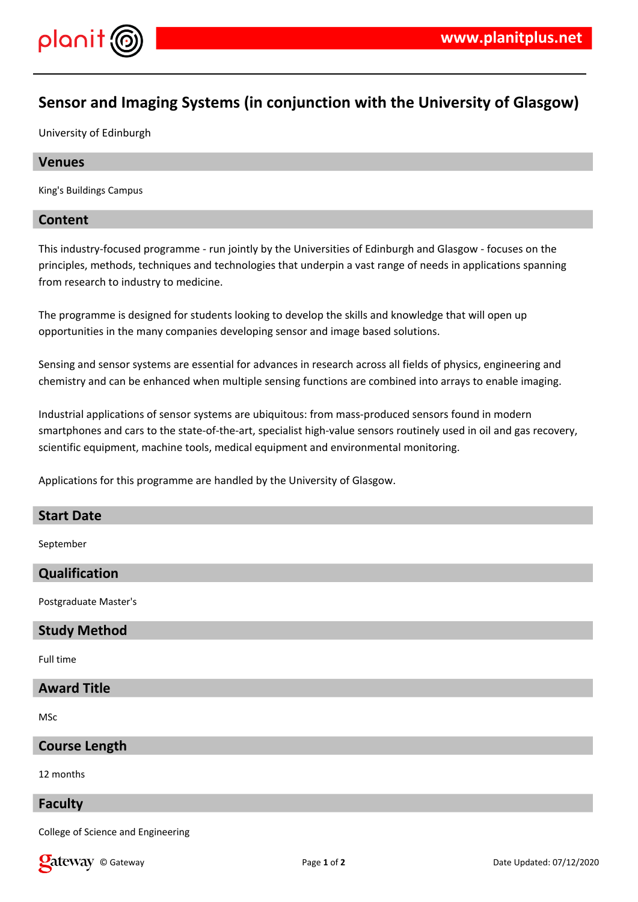# Sensor and Imaging Systems (in conjunction with the University of Glasgow)

University of Edinburgh

## Venues

King's Buildings Campus

## Content

This industry-focused programme - run jointly by the Universities of Edinburgh and Glasgow - focuses on the principles, methods, techniques and technologies that underpin a vast range of needs in applications spanning from research to industry to medicine.

The programme is designed for students looking to develop the skills and knowledge that will open up opportunities in the many companies developing sensor and image based solutions.

Sensing and sensor systems are essential for advances in research across all fields of physics, engineering and chemistry and can be enhanced when multiple sensing functions are combined into arrays to enable imaging.

Industrial applications of sensor systems are ubiquitous: from mass-produced sensors found in modern smartphones and cars to the state-of-the-art, specialist high-value sensors routinely used in oil and gas recovery, scientific equipment, machine tools, medical equipment and environmental monitoring.

Applications for this programme are handled by the University of Glasgow.

## Start Date

September

## Qualification

Postgraduate Master's

## Study Method

Full time

## Award Title

MSc

## Course Length

12 months

## Faculty

College of Science and Engineering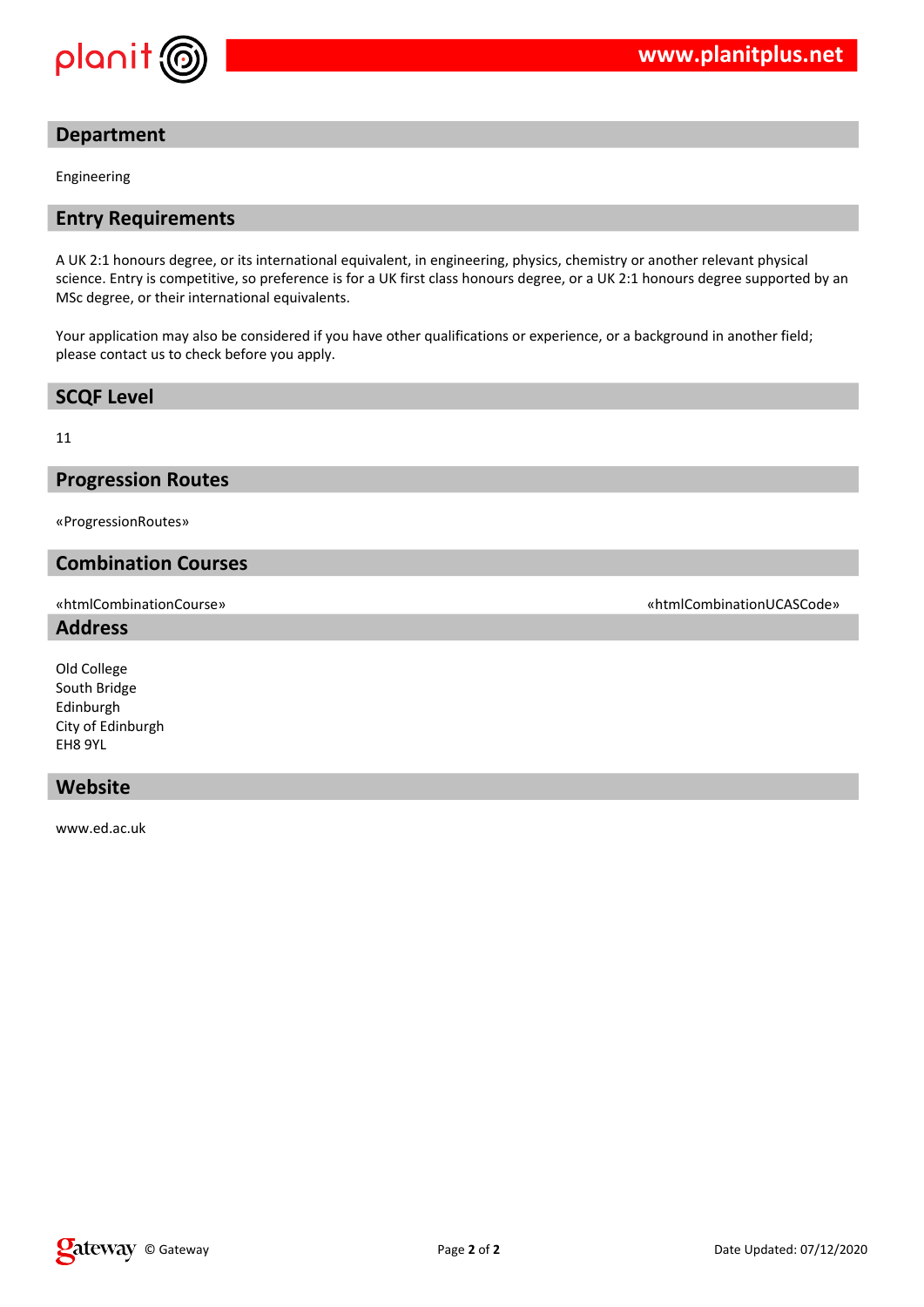## Department

Engineering

## Entry Requirements

A UK 2:1 honours degree, or its international equivalent, in engineering, physics, chemistry or another relevant physical science. Entry is competitive, so preference is for a UK first class honours degree, or a UK 2:1 honours degree supported by an MSc degree, or their international equivalents.

Your application may also be considered if you have other qualifications or experience, or a background in another field; please contact us to check before you apply.

## SCQF Level

11

## Progression Routes

«ProgressionRoutes»

## Combination Courses

«htmlCombinationCourse» «htmlCombinationUCASCode»

## Address

Old College
South Bridge
Edinburgh
City of Edinburgh
EH8 9YL

## Website

www.ed.ac.uk